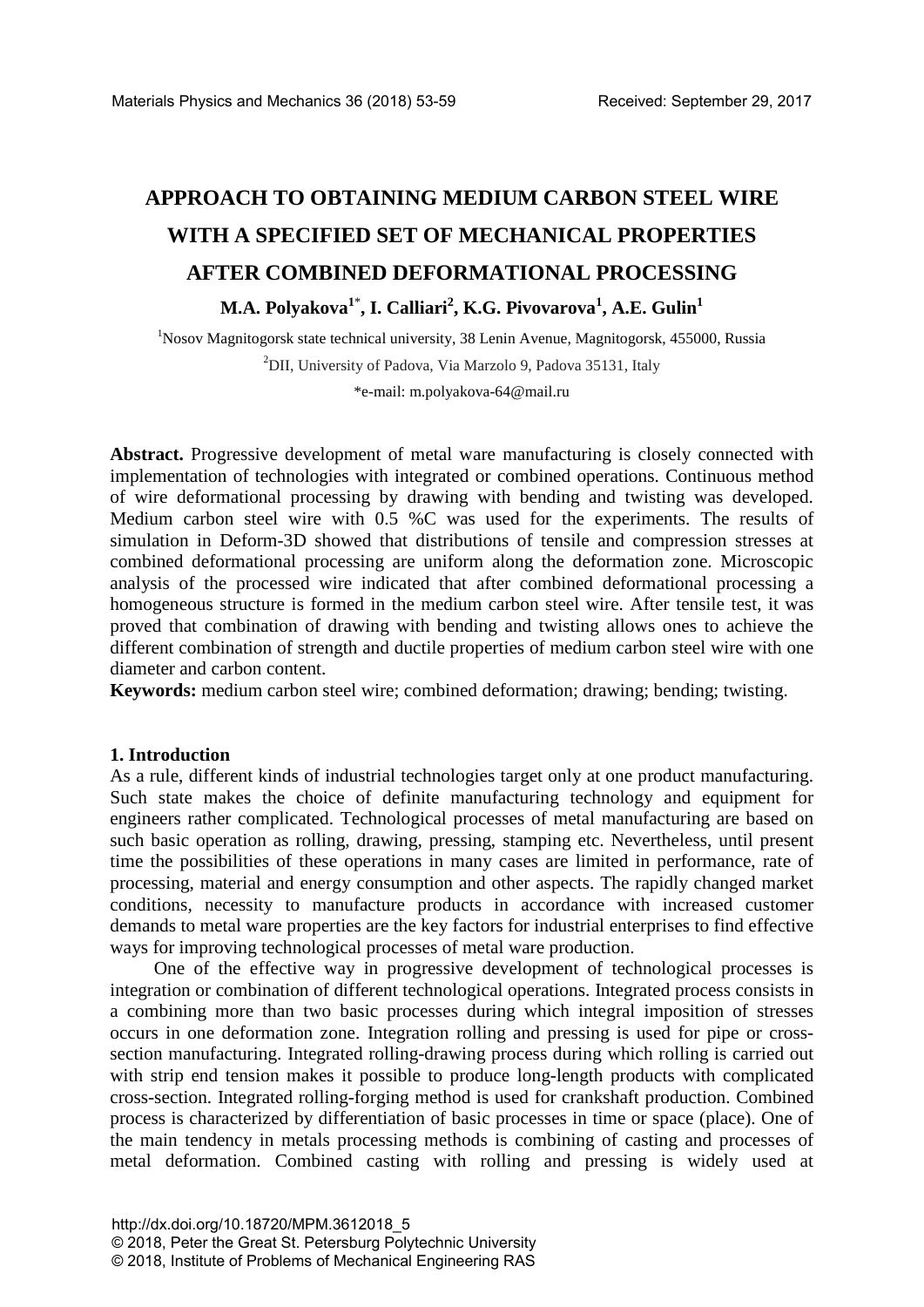# APPROACH TO OBTAINING MEDIUM CARBON STEEL WIRE WITH A SPECIFIED SET OF MECHANICAL PROPERTIES AFTER COMBINED DEFORMATIONAL PROCESSING

**M.A. Polyakova[1*], I. Calliari[2], K.G. Pivovarova[1], A.E. Gulin[1]**

[1]Nosov Magnitogorsk state technical university, 38 Lenin Avenue, Magnitogorsk, 455000, Russia

[2]DII, University of Padova, Via Marzolo 9, Padova 35131, Italy

*e-mail: m.polyakova-64@mail.ru

**Abstract.** Progressive development of metal ware manufacturing is closely connected with implementation of technologies with integrated or combined operations. Continuous method of wire deformational processing by drawing with bending and twisting was developed. Medium carbon steel wire with 0.5 %C was used for the experiments. The results of simulation in Deform-3D showed that distributions of tensile and compression stresses at combined deformational processing are uniform along the deformation zone. Microscopic analysis of the processed wire indicated that after combined deformational processing a homogeneous structure is formed in the medium carbon steel wire. After tensile test, it was proved that combination of drawing with bending and twisting allows ones to achieve the different combination of strength and ductile properties of medium carbon steel wire with one diameter and carbon content.

**Keywords:** medium carbon steel wire; combined deformation; drawing; bending; twisting.

## 1. Introduction

As a rule, different kinds of industrial technologies target only at one product manufacturing. Such state makes the choice of definite manufacturing technology and equipment for engineers rather complicated. Technological processes of metal manufacturing are based on such basic operation as rolling, drawing, pressing, stamping etc. Nevertheless, until present time the possibilities of these operations in many cases are limited in performance, rate of processing, material and energy consumption and other aspects. The rapidly changed market conditions, necessity to manufacture products in accordance with increased customer demands to metal ware properties are the key factors for industrial enterprises to find effective ways for improving technological processes of metal ware production.

One of the effective way in progressive development of technological processes is integration or combination of different technological operations. Integrated process consists in a combining more than two basic processes during which integral imposition of stresses occurs in one deformation zone. Integration rolling and pressing is used for pipe or cross-section manufacturing. Integrated rolling-drawing process during which rolling is carried out with strip end tension makes it possible to produce long-length products with complicated cross-section. Integrated rolling-forging method is used for crankshaft production. Combined process is characterized by differentiation of basic processes in time or space (place). One of the main tendency in metals processing methods is combining of casting and processes of metal deformation. Combined casting with rolling and pressing is widely used at

http://dx.doi.org/10.18720/MPM.3612018_5
© 2018, Peter the Great St. Petersburg Polytechnic University
© 2018, Institute of Problems of Mechanical Engineering RAS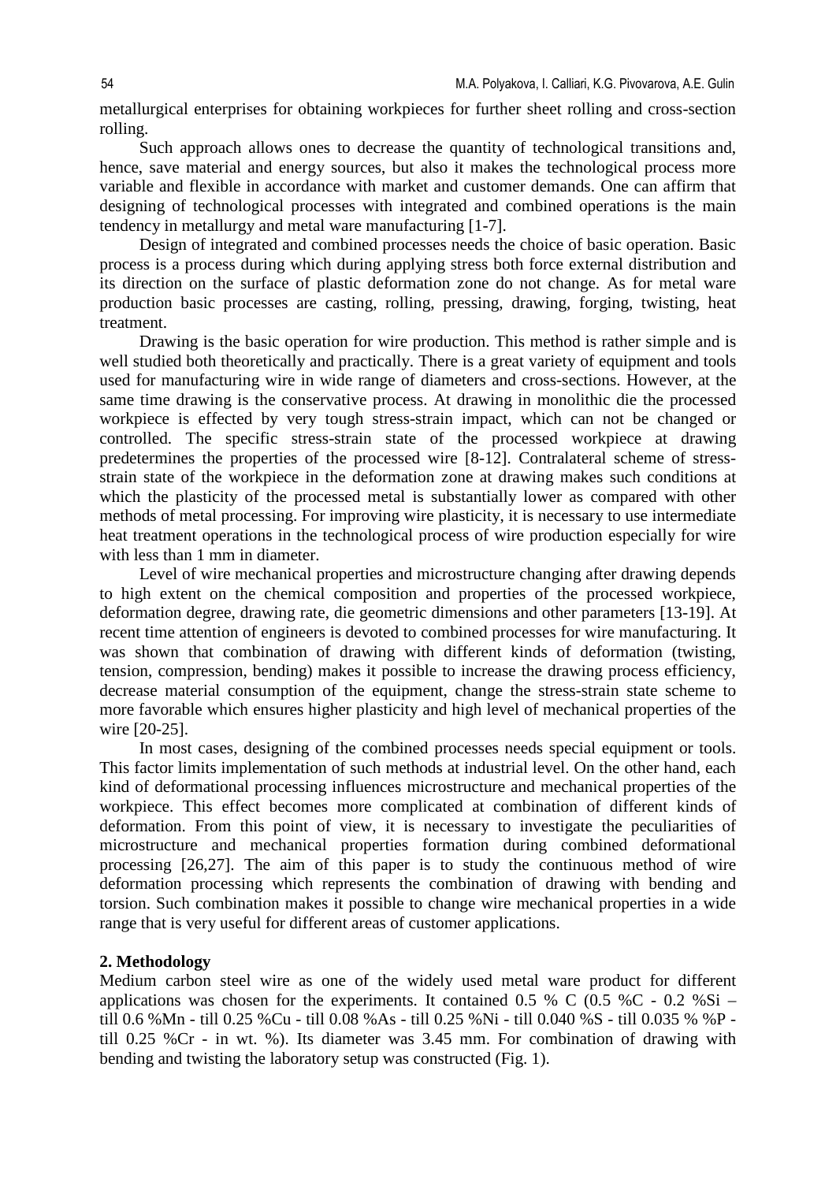metallurgical enterprises for obtaining workpieces for further sheet rolling and cross-section rolling.

Such approach allows ones to decrease the quantity of technological transitions and, hence, save material and energy sources, but also it makes the technological process more variable and flexible in accordance with market and customer demands. One can affirm that designing of technological processes with integrated and combined operations is the main tendency in metallurgy and metal ware manufacturing [1-7].

Design of integrated and combined processes needs the choice of basic operation. Basic process is a process during which during applying stress both force external distribution and its direction on the surface of plastic deformation zone do not change. As for metal ware production basic processes are casting, rolling, pressing, drawing, forging, twisting, heat treatment.

Drawing is the basic operation for wire production. This method is rather simple and is well studied both theoretically and practically. There is a great variety of equipment and tools used for manufacturing wire in wide range of diameters and cross-sections. However, at the same time drawing is the conservative process. At drawing in monolithic die the processed workpiece is effected by very tough stress-strain impact, which can not be changed or controlled. The specific stress-strain state of the processed workpiece at drawing predetermines the properties of the processed wire [8-12]. Contralateral scheme of stress-strain state of the workpiece in the deformation zone at drawing makes such conditions at which the plasticity of the processed metal is substantially lower as compared with other methods of metal processing. For improving wire plasticity, it is necessary to use intermediate heat treatment operations in the technological process of wire production especially for wire with less than 1 mm in diameter.

Level of wire mechanical properties and microstructure changing after drawing depends to high extent on the chemical composition and properties of the processed workpiece, deformation degree, drawing rate, die geometric dimensions and other parameters [13-19]. At recent time attention of engineers is devoted to combined processes for wire manufacturing. It was shown that combination of drawing with different kinds of deformation (twisting, tension, compression, bending) makes it possible to increase the drawing process efficiency, decrease material consumption of the equipment, change the stress-strain state scheme to more favorable which ensures higher plasticity and high level of mechanical properties of the wire [20-25].

In most cases, designing of the combined processes needs special equipment or tools. This factor limits implementation of such methods at industrial level. On the other hand, each kind of deformational processing influences microstructure and mechanical properties of the workpiece. This effect becomes more complicated at combination of different kinds of deformation. From this point of view, it is necessary to investigate the peculiarities of microstructure and mechanical properties formation during combined deformational processing [26,27]. The aim of this paper is to study the continuous method of wire deformation processing which represents the combination of drawing with bending and torsion. Such combination makes it possible to change wire mechanical properties in a wide range that is very useful for different areas of customer applications.

## 2. Methodology

Medium carbon steel wire as one of the widely used metal ware product for different applications was chosen for the experiments. It contained 0.5 % C (0.5 %C - 0.2 %Si – till 0.6 %Mn - till 0.25 %Cu - till 0.08 %As - till 0.25 %Ni - till 0.040 %S - till 0.035 % %P - till 0.25 %Cr - in wt. %). Its diameter was 3.45 mm. For combination of drawing with bending and twisting the laboratory setup was constructed (Fig. 1).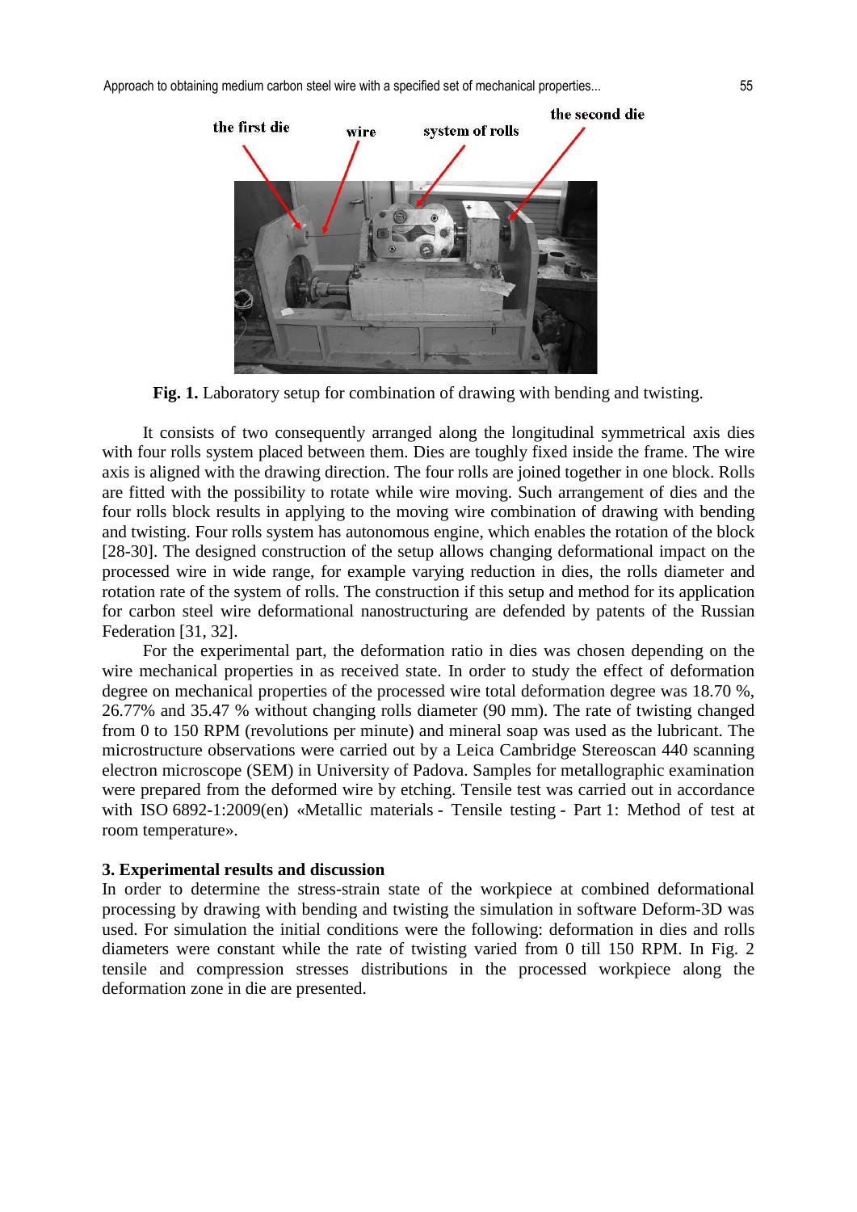Fig. 1. Laboratory setup for combination of drawing with bending and twisting.

It consists of two consequently arranged along the longitudinal symmetrical axis dies with four rolls system placed between them. Dies are toughly fixed inside the frame. The wire axis is aligned with the drawing direction. The four rolls are joined together in one block. Rolls are fitted with the possibility to rotate while wire moving. Such arrangement of dies and the four rolls block results in applying to the moving wire combination of drawing with bending and twisting. Four rolls system has autonomous engine, which enables the rotation of the block [28-30]. The designed construction of the setup allows changing deformational impact on the processed wire in wide range, for example varying reduction in dies, the rolls diameter and rotation rate of the system of rolls. The construction if this setup and method for its application for carbon steel wire deformational nanostructuring are defended by patents of the Russian Federation [31, 32].

For the experimental part, the deformation ratio in dies was chosen depending on the wire mechanical properties in as received state. In order to study the effect of deformation degree on mechanical properties of the processed wire total deformation degree was 18.70 %, 26.77% and 35.47 % without changing rolls diameter (90 mm). The rate of twisting changed from 0 to 150 RPM (revolutions per minute) and mineral soap was used as the lubricant. The microstructure observations were carried out by a Leica Cambridge Stereoscan 440 scanning electron microscope (SEM) in University of Padova. Samples for metallographic examination were prepared from the deformed wire by etching. Tensile test was carried out in accordance with ISO 6892-1:2009(en) «Metallic materials - Tensile testing - Part 1: Method of test at room temperature».

### 3. Experimental results and discussion

In order to determine the stress-strain state of the workpiece at combined deformational processing by drawing with bending and twisting the simulation in software Deform-3D was used. For simulation the initial conditions were the following: deformation in dies and rolls diameters were constant while the rate of twisting varied from 0 till 150 RPM. In Fig. 2 tensile and compression stresses distributions in the processed workpiece along the deformation zone in die are presented.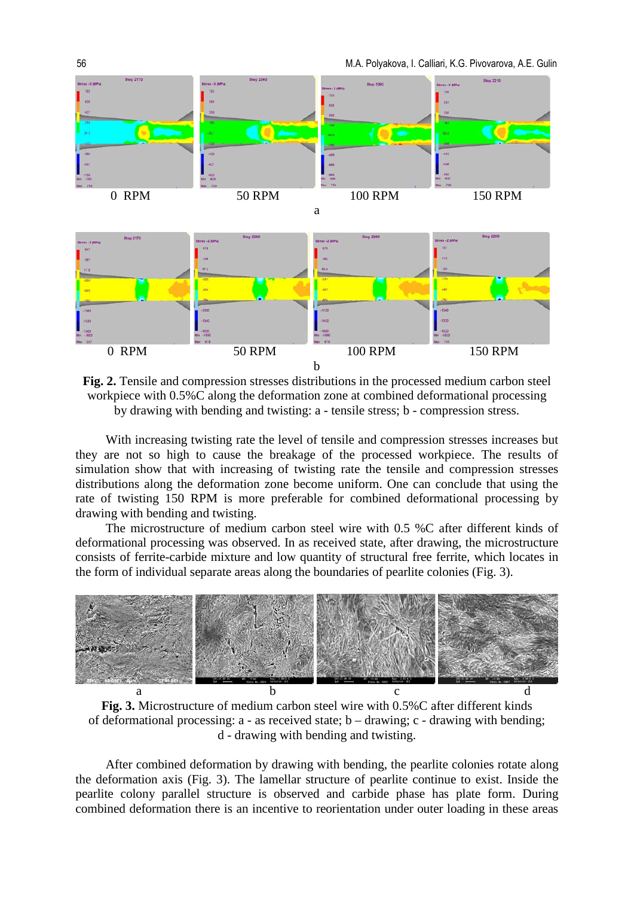0 RPM 50 RPM 100 RPM 150 RPM

a

0 RPM 50 RPM 100 RPM 150 RPM

b

**Fig. 2.** Tensile and compression stresses distributions in the processed medium carbon steel workpiece with 0.5%C along the deformation zone at combined deformational processing by drawing with bending and twisting: a - tensile stress; b - compression stress.

With increasing twisting rate the level of tensile and compression stresses increases but they are not so high to cause the breakage of the processed workpiece. The results of simulation show that with increasing of twisting rate the tensile and compression stresses distributions along the deformation zone become uniform. One can conclude that using the rate of twisting 150 RPM is more preferable for combined deformational processing by drawing with bending and twisting.

The microstructure of medium carbon steel wire with 0.5 %C after different kinds of deformational processing was observed. In as received state, after drawing, the microstructure consists of ferrite-carbide mixture and low quantity of structural free ferrite, which locates in the form of individual separate areas along the boundaries of pearlite colonies (Fig. 3).

a b c d

**Fig. 3.** Microstructure of medium carbon steel wire with 0.5%C after different kinds of deformational processing: a - as received state; b – drawing; c - drawing with bending; d - drawing with bending and twisting.

After combined deformation by drawing with bending, the pearlite colonies rotate along the deformation axis (Fig. 3). The lamellar structure of pearlite continue to exist. Inside the pearlite colony parallel structure is observed and carbide phase has plate form. During combined deformation there is an incentive to reorientation under outer loading in these areas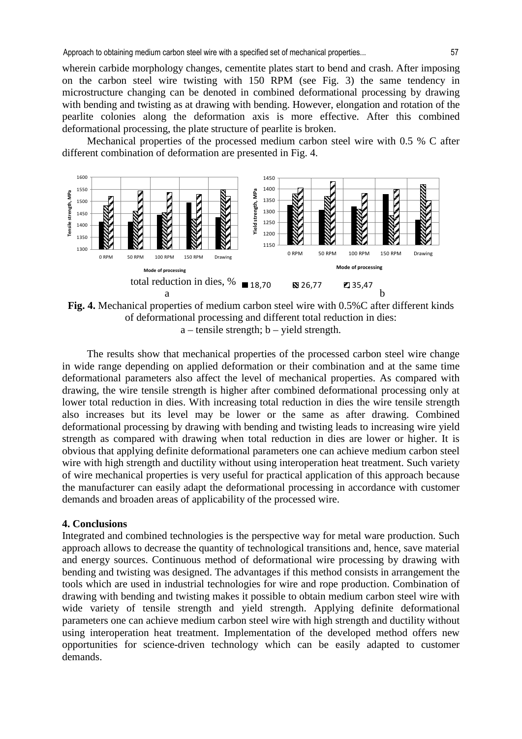wherein carbide morphology changes, cementite plates start to bend and crash. After imposing on the carbon steel wire twisting with 150 RPM (see Fig. 3) the same tendency in microstructure changing can be denoted in combined deformational processing by drawing with bending and twisting as at drawing with bending. However, elongation and rotation of the pearlite colonies along the deformation axis is more effective. After this combined deformational processing, the plate structure of pearlite is broken.

Mechanical properties of the processed medium carbon steel wire with 0.5 % C after different combination of deformation are presented in Fig. 4.

**Fig. 4.** Mechanical properties of medium carbon steel wire with 0.5%C after different kinds of deformational processing and different total reduction in dies:
a – tensile strength; b – yield strength.

The results show that mechanical properties of the processed carbon steel wire change in wide range depending on applied deformation or their combination and at the same time deformational parameters also affect the level of mechanical properties. As compared with drawing, the wire tensile strength is higher after combined deformational processing only at lower total reduction in dies. With increasing total reduction in dies the wire tensile strength also increases but its level may be lower or the same as after drawing. Combined deformational processing by drawing with bending and twisting leads to increasing wire yield strength as compared with drawing when total reduction in dies are lower or higher. It is obvious that applying definite deformational parameters one can achieve medium carbon steel wire with high strength and ductility without using interoperation heat treatment. Such variety of wire mechanical properties is very useful for practical application of this approach because the manufacturer can easily adapt the deformational processing in accordance with customer demands and broaden areas of applicability of the processed wire.

## 4. Conclusions

Integrated and combined technologies is the perspective way for metal ware production. Such approach allows to decrease the quantity of technological transitions and, hence, save material and energy sources. Continuous method of deformational wire processing by drawing with bending and twisting was designed. The advantages if this method consists in arrangement the tools which are used in industrial technologies for wire and rope production. Combination of drawing with bending and twisting makes it possible to obtain medium carbon steel wire with wide variety of tensile strength and yield strength. Applying definite deformational parameters one can achieve medium carbon steel wire with high strength and ductility without using interoperation heat treatment. Implementation of the developed method offers new opportunities for science-driven technology which can be easily adapted to customer demands.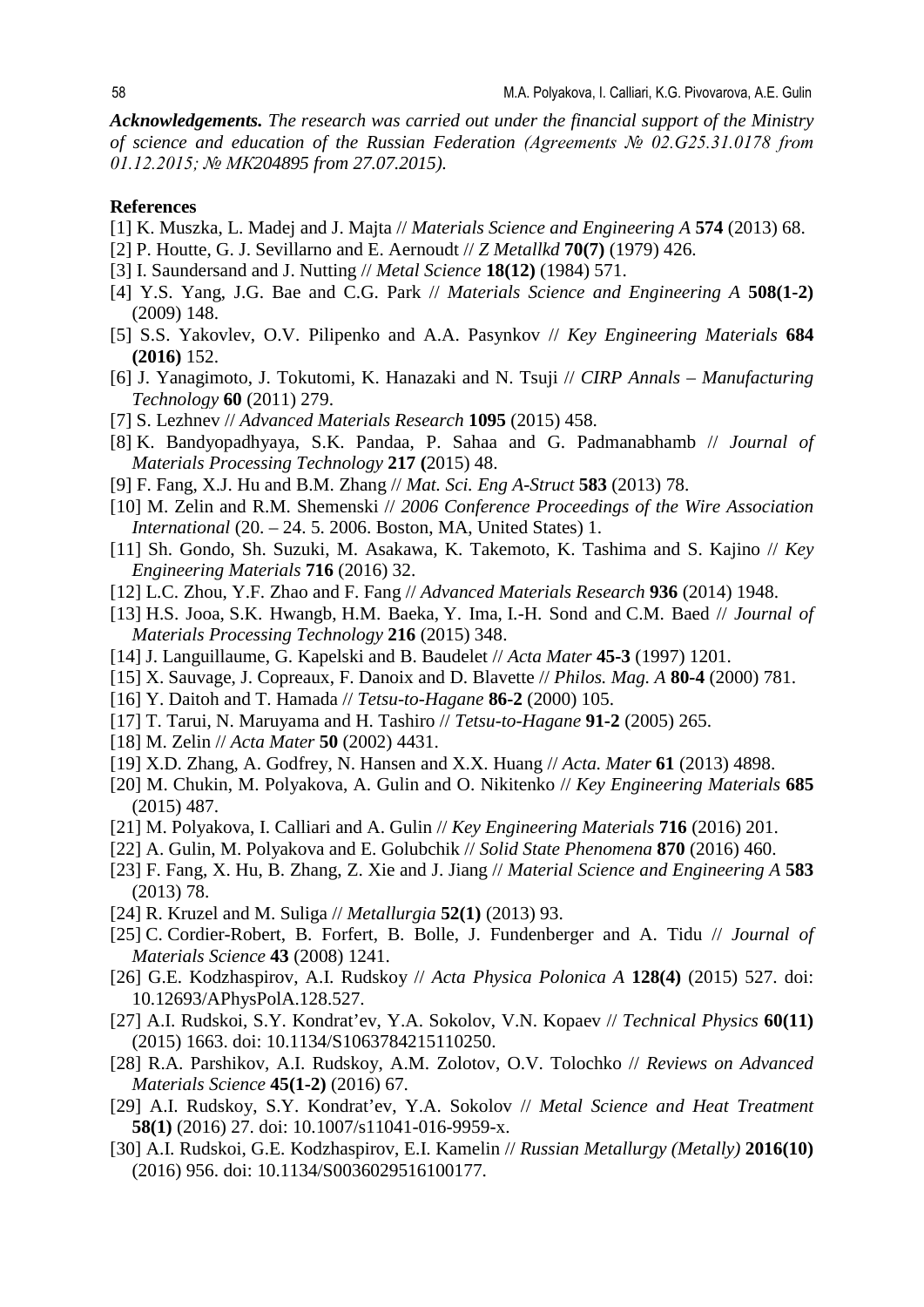***Acknowledgements.*** *The research was carried out under the financial support of the Ministry of science and education of the Russian Federation (Agreements № 02.G25.31.0178 from 01.12.2015; № MK204895 from 27.07.2015).*

## References

[1] K. Muszka, L. Madej and J. Majta // *Materials Science and Engineering A* **574** (2013) 68.

[2] P. Houtte, G. J. Sevillarno and E. Aernoudt // *Z Metallkd* **70(7)** (1979) 426.

[3] I. Saundersand and J. Nutting // *Metal Science* **18(12)** (1984) 571.

[4] Y.S. Yang, J.G. Bae and C.G. Park // *Materials Science and Engineering A* **508(1-2)** (2009) 148.

[5] S.S. Yakovlev, O.V. Pilipenko and A.A. Pasynkov // *Key Engineering Materials* **684 (2016)** 152.

[6] J. Yanagimoto, J. Tokutomi, K. Hanazaki and N. Tsuji // *CIRP Annals – Manufacturing Technology* **60** (2011) 279.

[7] S. Lezhnev // *Advanced Materials Research* **1095** (2015) 458.

[8] K. Bandyopadhyaya, S.K. Pandaa, P. Sahaa and G. Padmanabhamb // *Journal of Materials Processing Technology* **217 (**2015) 48.

[9] F. Fang, X.J. Hu and B.M. Zhang // *Mat. Sci. Eng A-Struct* **583** (2013) 78.

[10] M. Zelin and R.M. Shemenski // *2006 Conference Proceedings of the Wire Association International* (20. – 24. 5. 2006. Boston, MA, United States) 1.

[11] Sh. Gondo, Sh. Suzuki, M. Asakawa, K. Takemoto, K. Tashima and S. Kajino // *Key Engineering Materials* **716** (2016) 32.

[12] L.C. Zhou, Y.F. Zhao and F. Fang // *Advanced Materials Research* **936** (2014) 1948.

[13] H.S. Jooa, S.K. Hwangb, H.M. Baeka, Y. Ima, I.-H. Sond and C.M. Baed // *Journal of Materials Processing Technology* **216** (2015) 348.

[14] J. Languillaume, G. Kapelski and B. Baudelet // *Acta Mater* **45-3** (1997) 1201.

[15] X. Sauvage, J. Copreaux, F. Danoix and D. Blavette // *Philos. Mag. A* **80-4** (2000) 781.

[16] Y. Daitoh and T. Hamada // *Tetsu-to-Hagane* **86-2** (2000) 105.

[17] T. Tarui, N. Maruyama and H. Tashiro // *Tetsu-to-Hagane* **91-2** (2005) 265.

[18] M. Zelin // *Acta Mater* **50** (2002) 4431.

[19] X.D. Zhang, A. Godfrey, N. Hansen and X.X. Huang // *Acta. Mater* **61** (2013) 4898.

[20] M. Chukin, M. Polyakova, A. Gulin and O. Nikitenko // *Key Engineering Materials* **685** (2015) 487.

[21] M. Polyakova, I. Calliari and A. Gulin // *Key Engineering Materials* **716** (2016) 201.

[22] A. Gulin, M. Polyakova and E. Golubchik // *Solid State Phenomena* **870** (2016) 460.

[23] F. Fang, X. Hu, B. Zhang, Z. Xie and J. Jiang // *Material Science and Engineering A* **583** (2013) 78.

[24] R. Kruzel and M. Suliga // *Metallurgia* **52(1)** (2013) 93.

[25] C. Cordier-Robert, B. Forfert, B. Bolle, J. Fundenberger and A. Tidu // *Journal of Materials Science* **43** (2008) 1241.

[26] G.E. Kodzhaspirov, A.I. Rudskoy // *Acta Physica Polonica A* **128(4)** (2015) 527. doi: 10.12693/APhysPolA.128.527.

[27] A.I. Rudskoi, S.Y. Kondrat'ev, Y.A. Sokolov, V.N. Kopaev // *Technical Physics* **60(11)** (2015) 1663. doi: 10.1134/S1063784215110250.

[28] R.A. Parshikov, A.I. Rudskoy, A.M. Zolotov, O.V. Tolochko // *Reviews on Advanced Materials Science* **45(1-2)** (2016) 67.

[29] A.I. Rudskoy, S.Y. Kondrat'ev, Y.A. Sokolov // *Metal Science and Heat Treatment* **58(1)** (2016) 27. doi: 10.1007/s11041-016-9959-x.

[30] A.I. Rudskoi, G.E. Kodzhaspirov, E.I. Kamelin // *Russian Metallurgy (Metally)* **2016(10)** (2016) 956. doi: 10.1134/S0036029516100177.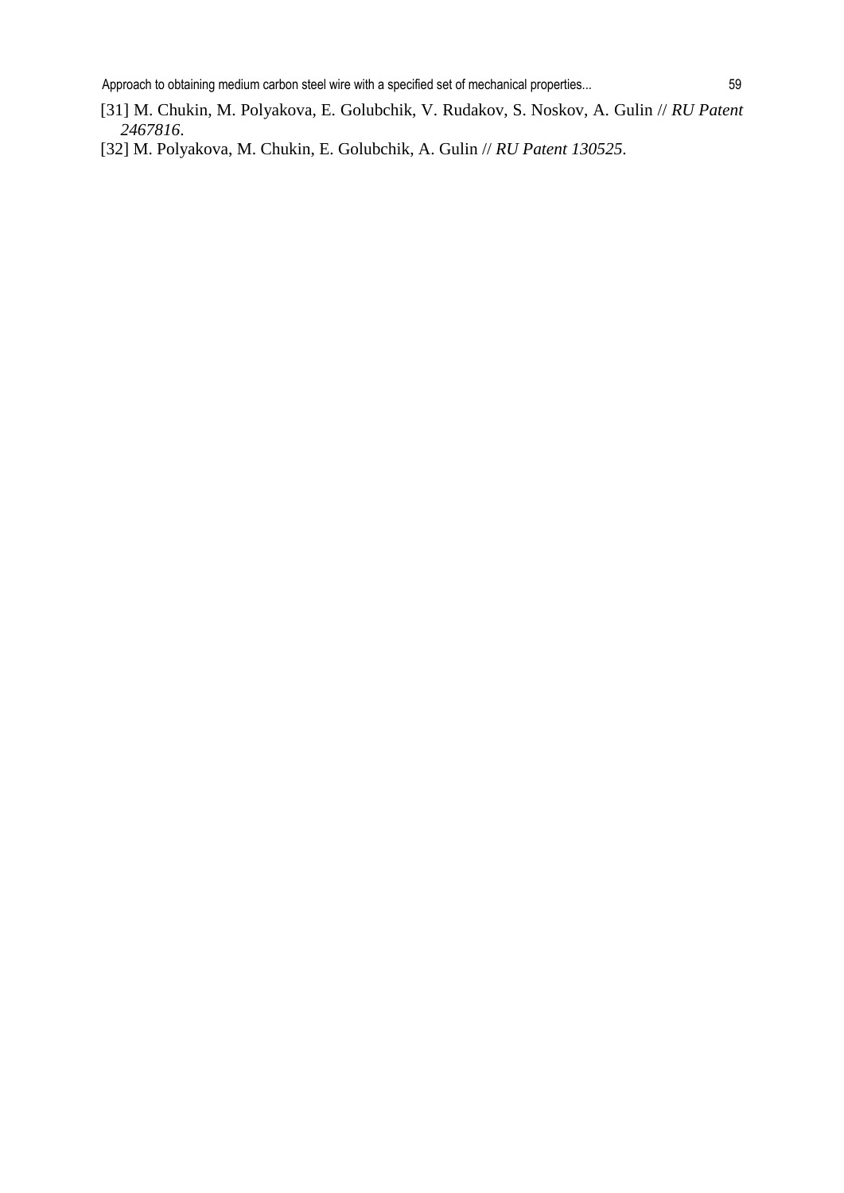[31] M. Chukin, M. Polyakova, E. Golubchik, V. Rudakov, S. Noskov, A. Gulin // *RU Patent 2467816*.

[32] M. Polyakova, M. Chukin, E. Golubchik, A. Gulin // *RU Patent 130525*.